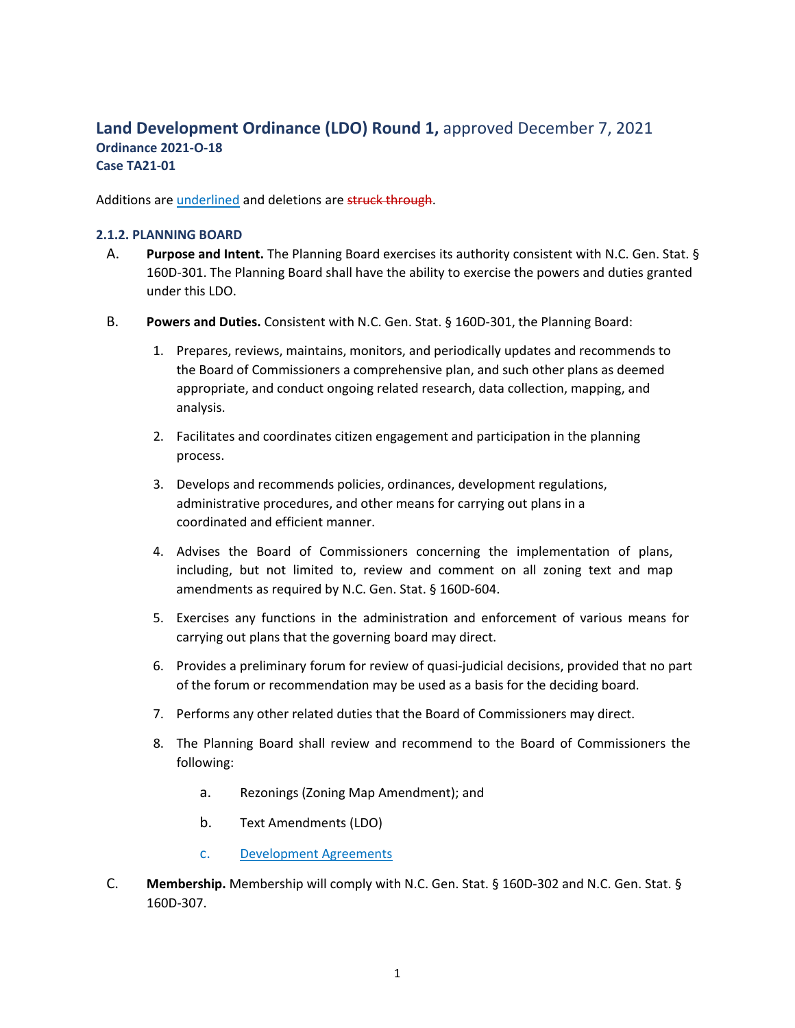## **Land Development Ordinance (LDO) Round 1,** approved December 7, 2021

**Ordinance 2021-O-18**
**Case TA21-01**

Additions are <u>underlined</u> and deletions are ~~struck through~~.

### 2.1.2. PLANNING BOARD

A. **Purpose and Intent.** The Planning Board exercises its authority consistent with N.C. Gen. Stat. § 160D-301. The Planning Board shall have the ability to exercise the powers and duties granted under this LDO.

B. **Powers and Duties.** Consistent with N.C. Gen. Stat. § 160D-301, the Planning Board:

1. Prepares, reviews, maintains, monitors, and periodically updates and recommends to the Board of Commissioners a comprehensive plan, and such other plans as deemed appropriate, and conduct ongoing related research, data collection, mapping, and analysis.

2. Facilitates and coordinates citizen engagement and participation in the planning process.

3. Develops and recommends policies, ordinances, development regulations, administrative procedures, and other means for carrying out plans in a coordinated and efficient manner.

4. Advises the Board of Commissioners concerning the implementation of plans, including, but not limited to, review and comment on all zoning text and map amendments as required by N.C. Gen. Stat. § 160D-604.

5. Exercises any functions in the administration and enforcement of various means for carrying out plans that the governing board may direct.

6. Provides a preliminary forum for review of quasi-judicial decisions, provided that no part of the forum or recommendation may be used as a basis for the deciding board.

7. Performs any other related duties that the Board of Commissioners may direct.

8. The Planning Board shall review and recommend to the Board of Commissioners the following:

   a. Rezonings (Zoning Map Amendment); and

   b. Text Amendments (LDO)

   <u>c. Development Agreements</u>

C. **Membership.** Membership will comply with N.C. Gen. Stat. § 160D-302 and N.C. Gen. Stat. § 160D-307.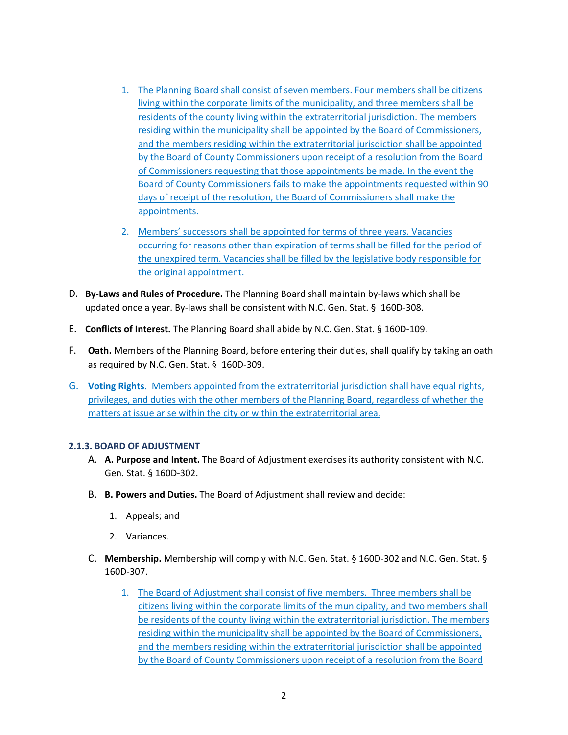1. The Planning Board shall consist of seven members. Four members shall be citizens living within the corporate limits of the municipality, and three members shall be residents of the county living within the extraterritorial jurisdiction. The members residing within the municipality shall be appointed by the Board of Commissioners, and the members residing within the extraterritorial jurisdiction shall be appointed by the Board of County Commissioners upon receipt of a resolution from the Board of Commissioners requesting that those appointments be made. In the event the Board of County Commissioners fails to make the appointments requested within 90 days of receipt of the resolution, the Board of Commissioners shall make the appointments.

2. Members' successors shall be appointed for terms of three years. Vacancies occurring for reasons other than expiration of terms shall be filled for the period of the unexpired term. Vacancies shall be filled by the legislative body responsible for the original appointment.

D. **By-Laws and Rules of Procedure.** The Planning Board shall maintain by-laws which shall be updated once a year. By-laws shall be consistent with N.C. Gen. Stat. § 160D-308.

E. **Conflicts of Interest.** The Planning Board shall abide by N.C. Gen. Stat. § 160D-109.

F. **Oath.** Members of the Planning Board, before entering their duties, shall qualify by taking an oath as required by N.C. Gen. Stat. § 160D-309.

G. **Voting Rights.** Members appointed from the extraterritorial jurisdiction shall have equal rights, privileges, and duties with the other members of the Planning Board, regardless of whether the matters at issue arise within the city or within the extraterritorial area.

#### 2.1.3. BOARD OF ADJUSTMENT

A. **A. Purpose and Intent.** The Board of Adjustment exercises its authority consistent with N.C. Gen. Stat. § 160D-302.

B. **B. Powers and Duties.** The Board of Adjustment shall review and decide:

1. Appeals; and
2. Variances.

C. **Membership.** Membership will comply with N.C. Gen. Stat. § 160D-302 and N.C. Gen. Stat. § 160D-307.

1. The Board of Adjustment shall consist of five members. Three members shall be citizens living within the corporate limits of the municipality, and two members shall be residents of the county living within the extraterritorial jurisdiction. The members residing within the municipality shall be appointed by the Board of Commissioners, and the members residing within the extraterritorial jurisdiction shall be appointed by the Board of County Commissioners upon receipt of a resolution from the Board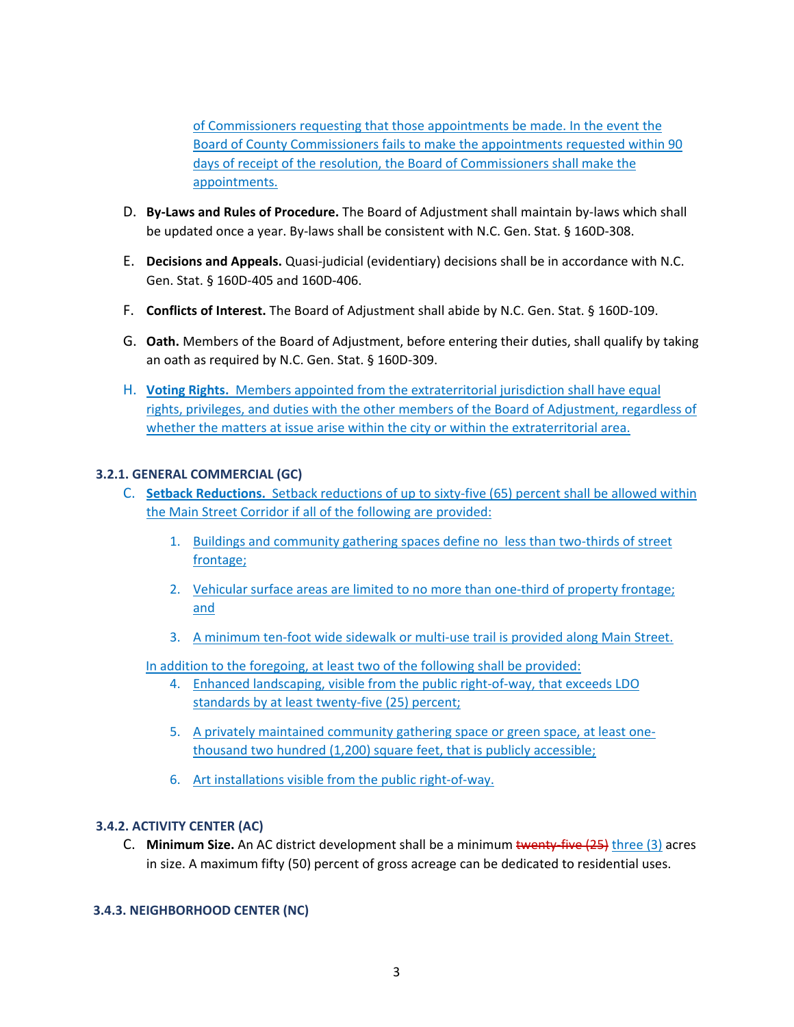of Commissioners requesting that those appointments be made. In the event the Board of County Commissioners fails to make the appointments requested within 90 days of receipt of the resolution, the Board of Commissioners shall make the appointments.

D. **By-Laws and Rules of Procedure.** The Board of Adjustment shall maintain by-laws which shall be updated once a year. By-laws shall be consistent with N.C. Gen. Stat. § 160D-308.

E. **Decisions and Appeals.** Quasi-judicial (evidentiary) decisions shall be in accordance with N.C. Gen. Stat. § 160D-405 and 160D-406.

F. **Conflicts of Interest.** The Board of Adjustment shall abide by N.C. Gen. Stat. § 160D-109.

G. **Oath.** Members of the Board of Adjustment, before entering their duties, shall qualify by taking an oath as required by N.C. Gen. Stat. § 160D-309.

H. **Voting Rights.** Members appointed from the extraterritorial jurisdiction shall have equal rights, privileges, and duties with the other members of the Board of Adjustment, regardless of whether the matters at issue arise within the city or within the extraterritorial area.

### 3.2.1. GENERAL COMMERCIAL (GC)

C. **Setback Reductions.** Setback reductions of up to sixty-five (65) percent shall be allowed within the Main Street Corridor if all of the following are provided:

1. Buildings and community gathering spaces define no less than two-thirds of street frontage;
2. Vehicular surface areas are limited to no more than one-third of property frontage; and
3. A minimum ten-foot wide sidewalk or multi-use trail is provided along Main Street.

In addition to the foregoing, at least two of the following shall be provided:

4. Enhanced landscaping, visible from the public right-of-way, that exceeds LDO standards by at least twenty-five (25) percent;
5. A privately maintained community gathering space or green space, at least one-thousand two hundred (1,200) square feet, that is publicly accessible;
6. Art installations visible from the public right-of-way.

### 3.4.2. ACTIVITY CENTER (AC)

C. **Minimum Size.** An AC district development shall be a minimum ~~twenty-five (25)~~ three (3) acres in size. A maximum fifty (50) percent of gross acreage can be dedicated to residential uses.

### 3.4.3. NEIGHBORHOOD CENTER (NC)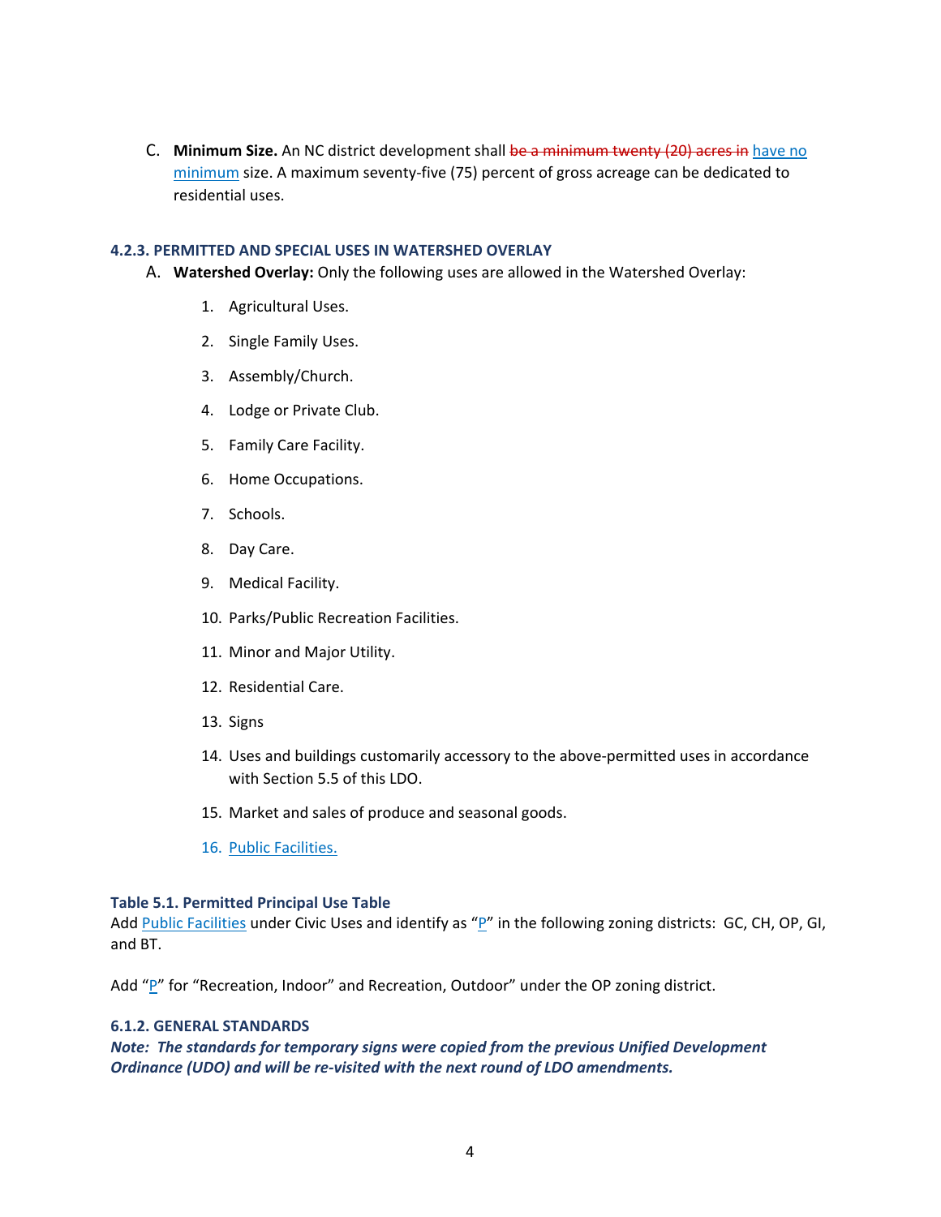C. **Minimum Size.** An NC district development shall ~~be a minimum twenty (20) acres in~~ have no minimum size. A maximum seventy-five (75) percent of gross acreage can be dedicated to residential uses.

### 4.2.3. PERMITTED AND SPECIAL USES IN WATERSHED OVERLAY

A. **Watershed Overlay:** Only the following uses are allowed in the Watershed Overlay:

1. Agricultural Uses.
2. Single Family Uses.
3. Assembly/Church.
4. Lodge or Private Club.
5. Family Care Facility.
6. Home Occupations.
7. Schools.
8. Day Care.
9. Medical Facility.
10. Parks/Public Recreation Facilities.
11. Minor and Major Utility.
12. Residential Care.
13. Signs
14. Uses and buildings customarily accessory to the above-permitted uses in accordance with Section 5.5 of this LDO.
15. Market and sales of produce and seasonal goods.
16. Public Facilities.

### Table 5.1. Permitted Principal Use Table

Add Public Facilities under Civic Uses and identify as "P" in the following zoning districts: GC, CH, OP, GI, and BT.

Add "P" for "Recreation, Indoor" and Recreation, Outdoor" under the OP zoning district.

### 6.1.2. GENERAL STANDARDS

***Note: The standards for temporary signs were copied from the previous Unified Development Ordinance (UDO) and will be re-visited with the next round of LDO amendments.***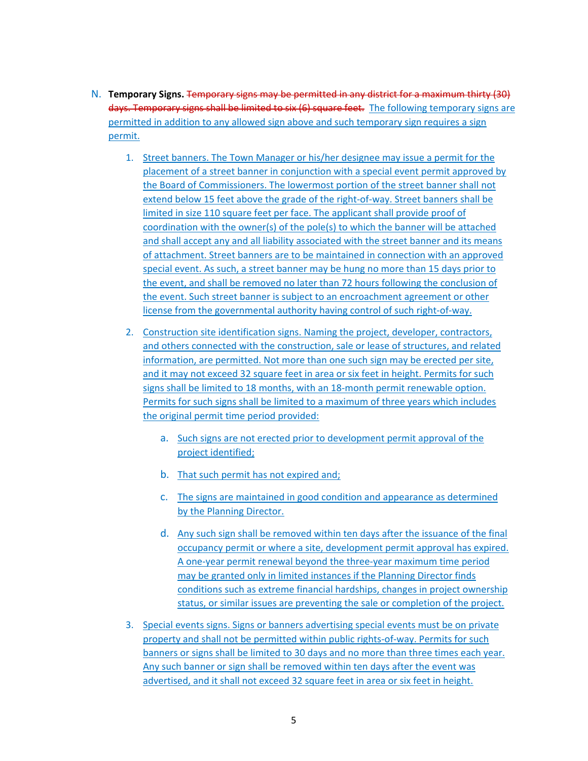N. **Temporary Signs.** ~~Temporary signs may be permitted in any district for a maximum thirty (30) days. Temporary signs shall be limited to six (6) square feet.~~ The following temporary signs are permitted in addition to any allowed sign above and such temporary sign requires a sign permit.

1. Street banners. The Town Manager or his/her designee may issue a permit for the placement of a street banner in conjunction with a special event permit approved by the Board of Commissioners. The lowermost portion of the street banner shall not extend below 15 feet above the grade of the right-of-way. Street banners shall be limited in size 110 square feet per face. The applicant shall provide proof of coordination with the owner(s) of the pole(s) to which the banner will be attached and shall accept any and all liability associated with the street banner and its means of attachment. Street banners are to be maintained in connection with an approved special event. As such, a street banner may be hung no more than 15 days prior to the event, and shall be removed no later than 72 hours following the conclusion of the event. Such street banner is subject to an encroachment agreement or other license from the governmental authority having control of such right-of-way.

2. Construction site identification signs. Naming the project, developer, contractors, and others connected with the construction, sale or lease of structures, and related information, are permitted. Not more than one such sign may be erected per site, and it may not exceed 32 square feet in area or six feet in height. Permits for such signs shall be limited to 18 months, with an 18-month permit renewable option. Permits for such signs shall be limited to a maximum of three years which includes the original permit time period provided:

   a. Such signs are not erected prior to development permit approval of the project identified;

   b. That such permit has not expired and;

   c. The signs are maintained in good condition and appearance as determined by the Planning Director.

   d. Any such sign shall be removed within ten days after the issuance of the final occupancy permit or where a site, development permit approval has expired. A one-year permit renewal beyond the three-year maximum time period may be granted only in limited instances if the Planning Director finds conditions such as extreme financial hardships, changes in project ownership status, or similar issues are preventing the sale or completion of the project.

3. Special events signs. Signs or banners advertising special events must be on private property and shall not be permitted within public rights-of-way. Permits for such banners or signs shall be limited to 30 days and no more than three times each year. Any such banner or sign shall be removed within ten days after the event was advertised, and it shall not exceed 32 square feet in area or six feet in height.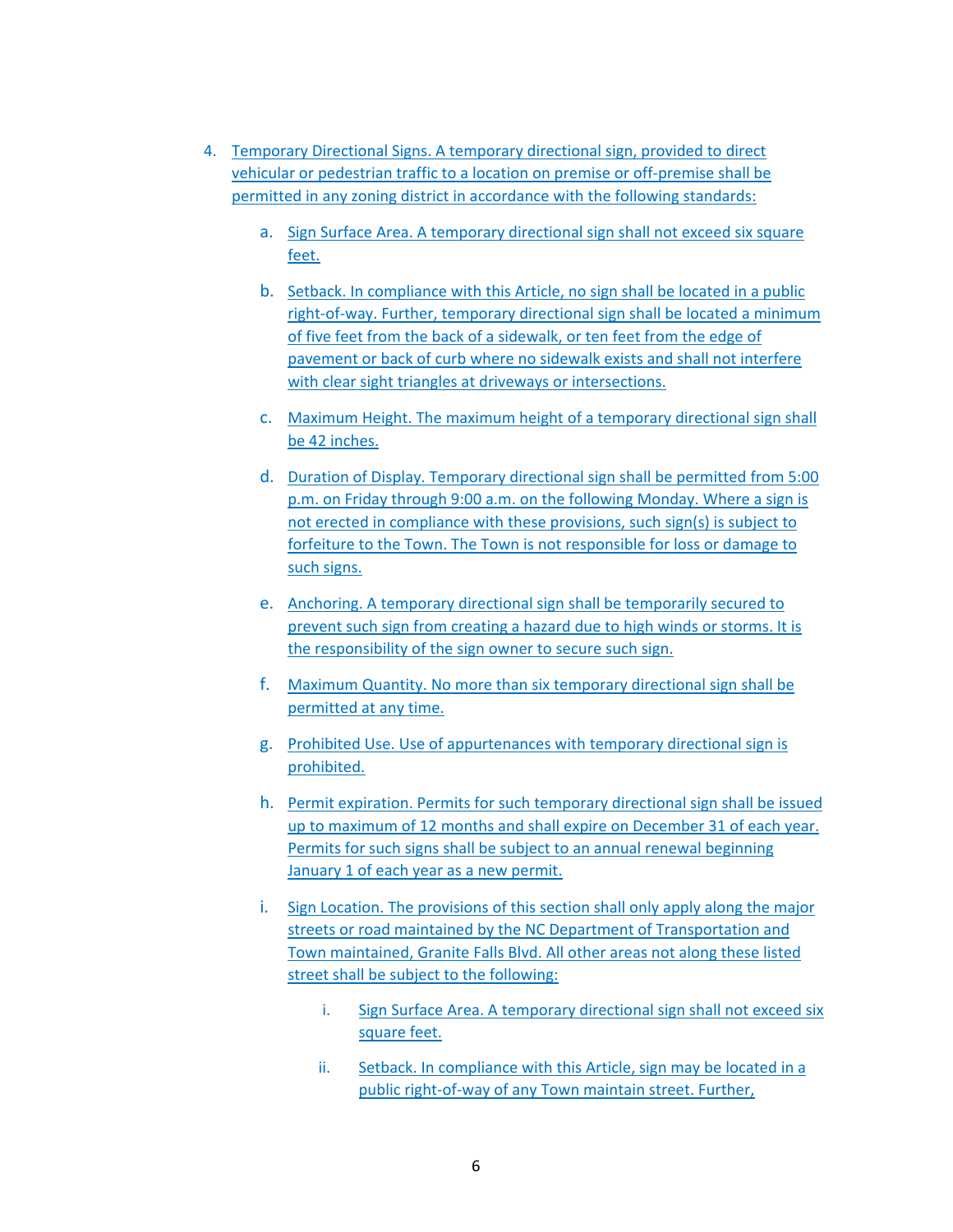4. Temporary Directional Signs. A temporary directional sign, provided to direct vehicular or pedestrian traffic to a location on premise or off-premise shall be permitted in any zoning district in accordance with the following standards:

   a. Sign Surface Area. A temporary directional sign shall not exceed six square feet.

   b. Setback. In compliance with this Article, no sign shall be located in a public right-of-way. Further, temporary directional sign shall be located a minimum of five feet from the back of a sidewalk, or ten feet from the edge of pavement or back of curb where no sidewalk exists and shall not interfere with clear sight triangles at driveways or intersections.

   c. Maximum Height. The maximum height of a temporary directional sign shall be 42 inches.

   d. Duration of Display. Temporary directional sign shall be permitted from 5:00 p.m. on Friday through 9:00 a.m. on the following Monday. Where a sign is not erected in compliance with these provisions, such sign(s) is subject to forfeiture to the Town. The Town is not responsible for loss or damage to such signs.

   e. Anchoring. A temporary directional sign shall be temporarily secured to prevent such sign from creating a hazard due to high winds or storms. It is the responsibility of the sign owner to secure such sign.

   f. Maximum Quantity. No more than six temporary directional sign shall be permitted at any time.

   g. Prohibited Use. Use of appurtenances with temporary directional sign is prohibited.

   h. Permit expiration. Permits for such temporary directional sign shall be issued up to maximum of 12 months and shall expire on December 31 of each year. Permits for such signs shall be subject to an annual renewal beginning January 1 of each year as a new permit.

   i. Sign Location. The provisions of this section shall only apply along the major streets or road maintained by the NC Department of Transportation and Town maintained, Granite Falls Blvd. All other areas not along these listed street shall be subject to the following:

      i. Sign Surface Area. A temporary directional sign shall not exceed six square feet.

      ii. Setback. In compliance with this Article, sign may be located in a public right-of-way of any Town maintain street. Further,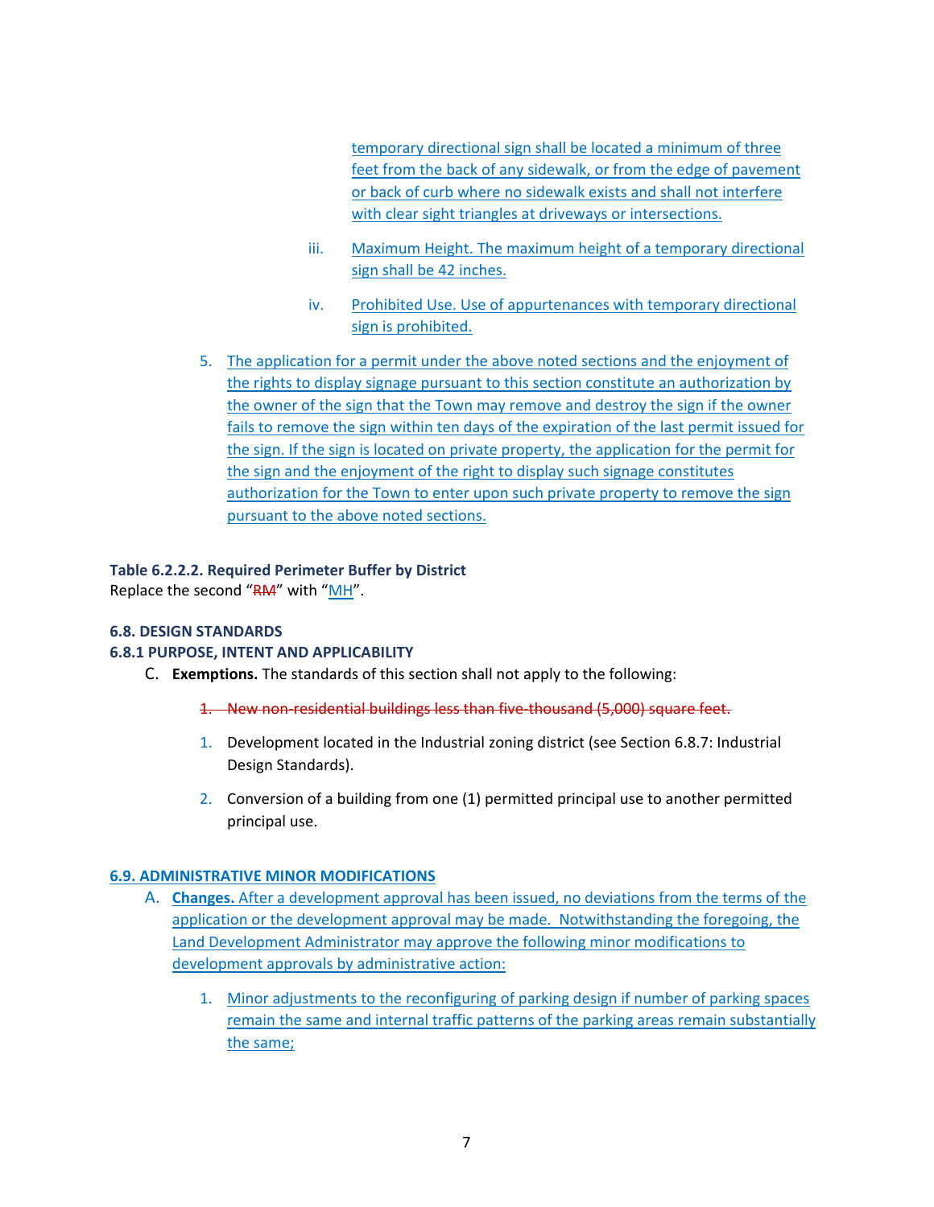temporary directional sign shall be located a minimum of three feet from the back of any sidewalk, or from the edge of pavement or back of curb where no sidewalk exists and shall not interfere with clear sight triangles at driveways or intersections.

iii. Maximum Height. The maximum height of a temporary directional sign shall be 42 inches.

iv. Prohibited Use. Use of appurtenances with temporary directional sign is prohibited.

5. The application for a permit under the above noted sections and the enjoyment of the rights to display signage pursuant to this section constitute an authorization by the owner of the sign that the Town may remove and destroy the sign if the owner fails to remove the sign within ten days of the expiration of the last permit issued for the sign. If the sign is located on private property, the application for the permit for the sign and the enjoyment of the right to display such signage constitutes authorization for the Town to enter upon such private property to remove the sign pursuant to the above noted sections.

**Table 6.2.2.2. Required Perimeter Buffer by District**

Replace the second "~~RM~~" with "MH".

**6.8. DESIGN STANDARDS**

**6.8.1 PURPOSE, INTENT AND APPLICABILITY**

C. **Exemptions.** The standards of this section shall not apply to the following:

~~1. New non-residential buildings less than five-thousand (5,000) square feet.~~

1. Development located in the Industrial zoning district (see Section 6.8.7: Industrial Design Standards).

2. Conversion of a building from one (1) permitted principal use to another permitted principal use.

**6.9. ADMINISTRATIVE MINOR MODIFICATIONS**

A. **Changes.** After a development approval has been issued, no deviations from the terms of the application or the development approval may be made. Notwithstanding the foregoing, the Land Development Administrator may approve the following minor modifications to development approvals by administrative action:

1. Minor adjustments to the reconfiguring of parking design if number of parking spaces remain the same and internal traffic patterns of the parking areas remain substantially the same;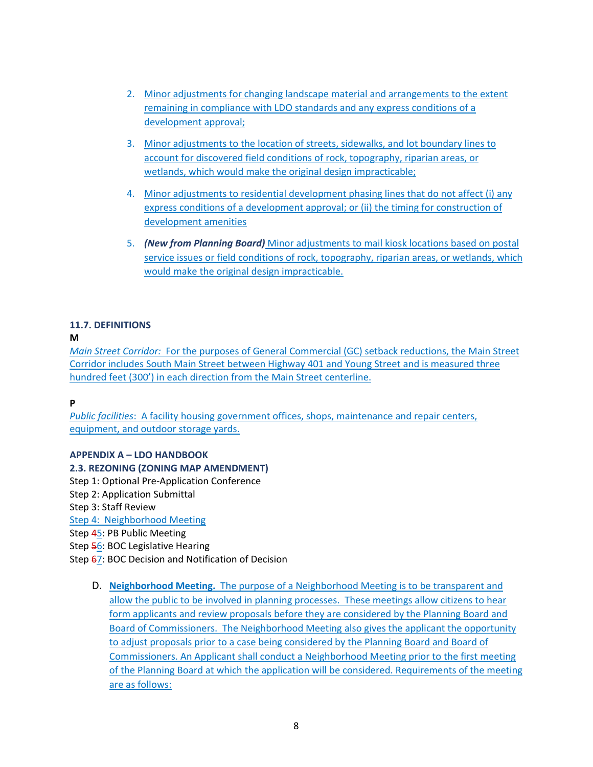2. Minor adjustments for changing landscape material and arrangements to the extent remaining in compliance with LDO standards and any express conditions of a development approval;

3. Minor adjustments to the location of streets, sidewalks, and lot boundary lines to account for discovered field conditions of rock, topography, riparian areas, or wetlands, which would make the original design impracticable;

4. Minor adjustments to residential development phasing lines that do not affect (i) any express conditions of a development approval; or (ii) the timing for construction of development amenities

5. ***(New from Planning Board)*** Minor adjustments to mail kiosk locations based on postal service issues or field conditions of rock, topography, riparian areas, or wetlands, which would make the original design impracticable.

**11.7. DEFINITIONS**

**M**

*Main Street Corridor:* For the purposes of General Commercial (GC) setback reductions, the Main Street Corridor includes South Main Street between Highway 401 and Young Street and is measured three hundred feet (300') in each direction from the Main Street centerline.

**P**

*Public facilities*: A facility housing government offices, shops, maintenance and repair centers, equipment, and outdoor storage yards.

**APPENDIX A – LDO HANDBOOK**

**2.3. REZONING (ZONING MAP AMENDMENT)**

Step 1: Optional Pre-Application Conference
Step 2: Application Submittal
Step 3: Staff Review
Step 4: Neighborhood Meeting
Step ~~4~~5: PB Public Meeting
Step ~~5~~6: BOC Legislative Hearing
Step ~~6~~7: BOC Decision and Notification of Decision

D. **Neighborhood Meeting.** The purpose of a Neighborhood Meeting is to be transparent and allow the public to be involved in planning processes. These meetings allow citizens to hear form applicants and review proposals before they are considered by the Planning Board and Board of Commissioners. The Neighborhood Meeting also gives the applicant the opportunity to adjust proposals prior to a case being considered by the Planning Board and Board of Commissioners. An Applicant shall conduct a Neighborhood Meeting prior to the first meeting of the Planning Board at which the application will be considered. Requirements of the meeting are as follows: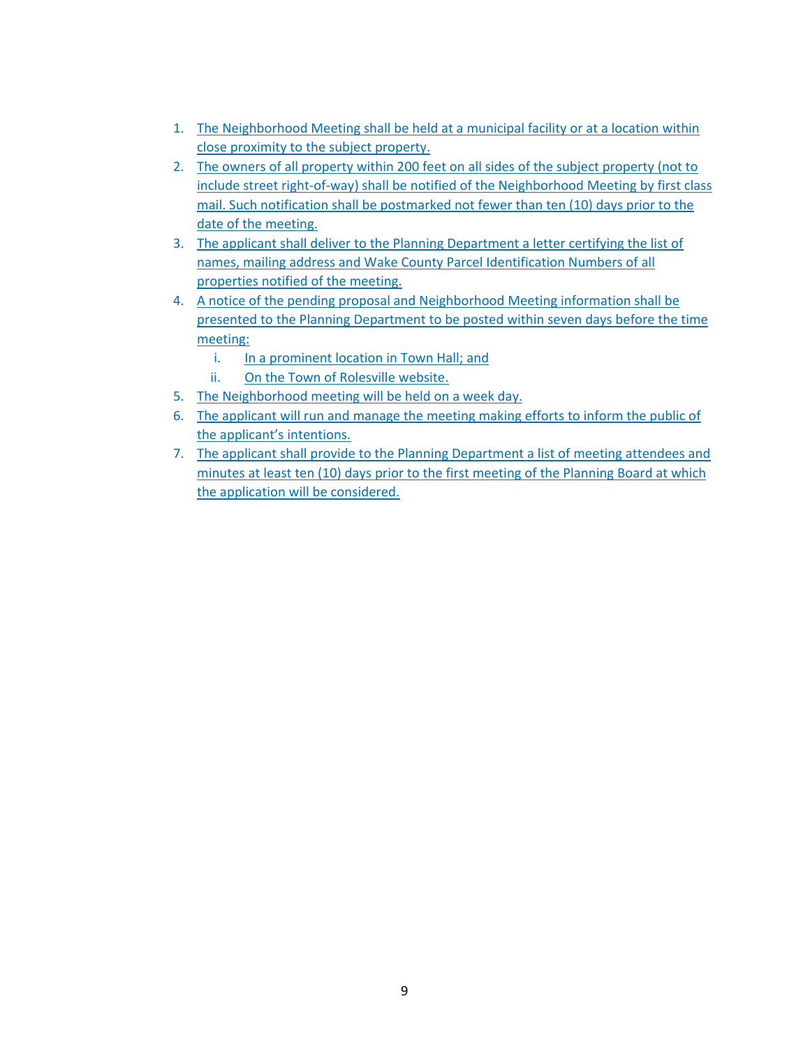1. The Neighborhood Meeting shall be held at a municipal facility or at a location within close proximity to the subject property.
2. The owners of all property within 200 feet on all sides of the subject property (not to include street right-of-way) shall be notified of the Neighborhood Meeting by first class mail. Such notification shall be postmarked not fewer than ten (10) days prior to the date of the meeting.
3. The applicant shall deliver to the Planning Department a letter certifying the list of names, mailing address and Wake County Parcel Identification Numbers of all properties notified of the meeting.
4. A notice of the pending proposal and Neighborhood Meeting information shall be presented to the Planning Department to be posted within seven days before the time meeting:
   i. In a prominent location in Town Hall; and
   ii. On the Town of Rolesville website.
5. The Neighborhood meeting will be held on a week day.
6. The applicant will run and manage the meeting making efforts to inform the public of the applicant's intentions.
7. The applicant shall provide to the Planning Department a list of meeting attendees and minutes at least ten (10) days prior to the first meeting of the Planning Board at which the application will be considered.